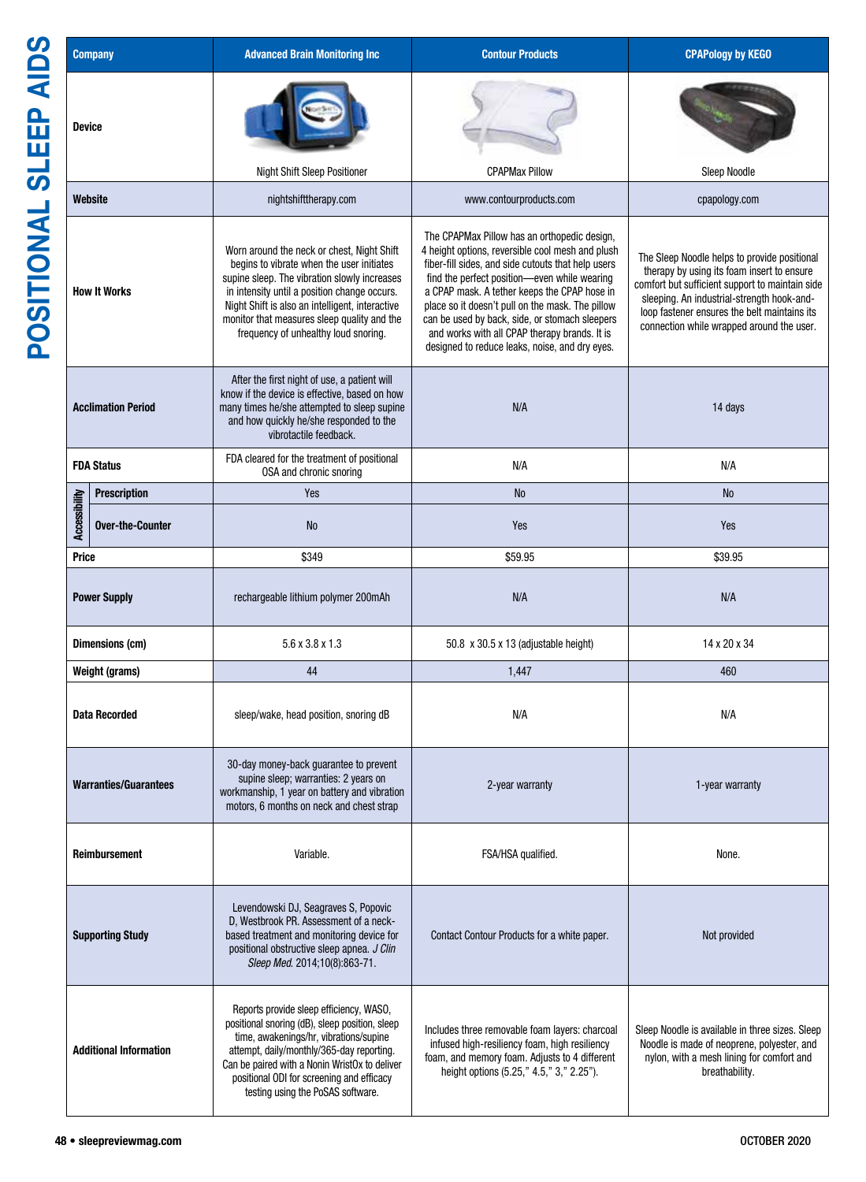# POSITIONAL SLEEP AIDS

| Company | | Advanced Brain Monitoring Inc | Contour Products | CPAPology by KEGO |
|---|---|---|---|---|
| Device | | Night Shift Sleep Positioner | CPAPMax Pillow | Sleep Noodle |
| Website | | nightshifttherapy.com | www.contourproducts.com | cpapology.com |
| How It Works | | Worn around the neck or chest, Night Shift begins to vibrate when the user initiates supine sleep. The vibration slowly increases in intensity until a position change occurs. Night Shift is also an intelligent, interactive monitor that measures sleep quality and the frequency of unhealthy loud snoring. | The CPAPMax Pillow has an orthopedic design, 4 height options, reversible cool mesh and plush fiber-fill sides, and side cutouts that help users find the perfect position—even while wearing a CPAP mask. A tether keeps the CPAP hose in place so it doesn't pull on the mask. The pillow can be used by back, side, or stomach sleepers and works with all CPAP therapy brands. It is designed to reduce leaks, noise, and dry eyes. | The Sleep Noodle helps to provide positional therapy by using its foam insert to ensure comfort but sufficient support to maintain side sleeping. An industrial-strength hook-and-loop fastener ensures the belt maintains its connection while wrapped around the user. |
| Acclimation Period | | After the first night of use, a patient will know if the device is effective, based on how many times he/she attempted to sleep supine and how quickly he/she responded to the vibrotactile feedback. | N/A | 14 days |
| FDA Status | | FDA cleared for the treatment of positional OSA and chronic snoring | N/A | N/A |
| Accessibility | Prescription | Yes | No | No |
| | Over-the-Counter | No | Yes | Yes |
| Price | | $349 | $59.95 | $39.95 |
| Power Supply | | rechargeable lithium polymer 200mAh | N/A | N/A |
| Dimensions (cm) | | 5.6 x 3.8 x 1.3 | 50.8 x 30.5 x 13 (adjustable height) | 14 x 20 x 34 |
| Weight (grams) | | 44 | 1,447 | 460 |
| Data Recorded | | sleep/wake, head position, snoring dB | N/A | N/A |
| Warranties/Guarantees | | 30-day money-back guarantee to prevent supine sleep; warranties: 2 years on workmanship, 1 year on battery and vibration motors, 6 months on neck and chest strap | 2-year warranty | 1-year warranty |
| Reimbursement | | Variable. | FSA/HSA qualified. | None. |
| Supporting Study | | Levendowski DJ, Seagraves S, Popovic D, Westbrook PR. Assessment of a neck-based treatment and monitoring device for positional obstructive sleep apnea. *J Clin Sleep Med.* 2014;10(8):863-71. | Contact Contour Products for a white paper. | Not provided |
| Additional Information | | Reports provide sleep efficiency, WASO, positional snoring (dB), sleep position, sleep time, awakenings/hr, vibrations/supine attempt, daily/monthly/365-day reporting. Can be paired with a Nonin WristOx to deliver positional ODI for screening and efficacy testing using the PoSAS software. | Includes three removable foam layers: charcoal infused high-resiliency foam, high resiliency foam, and memory foam. Adjusts to 4 different height options (5.25," 4.5," 3," 2.25"). | Sleep Noodle is available in three sizes. Sleep Noodle is made of neoprene, polyester, and nylon, with a mesh lining for comfort and breathability. |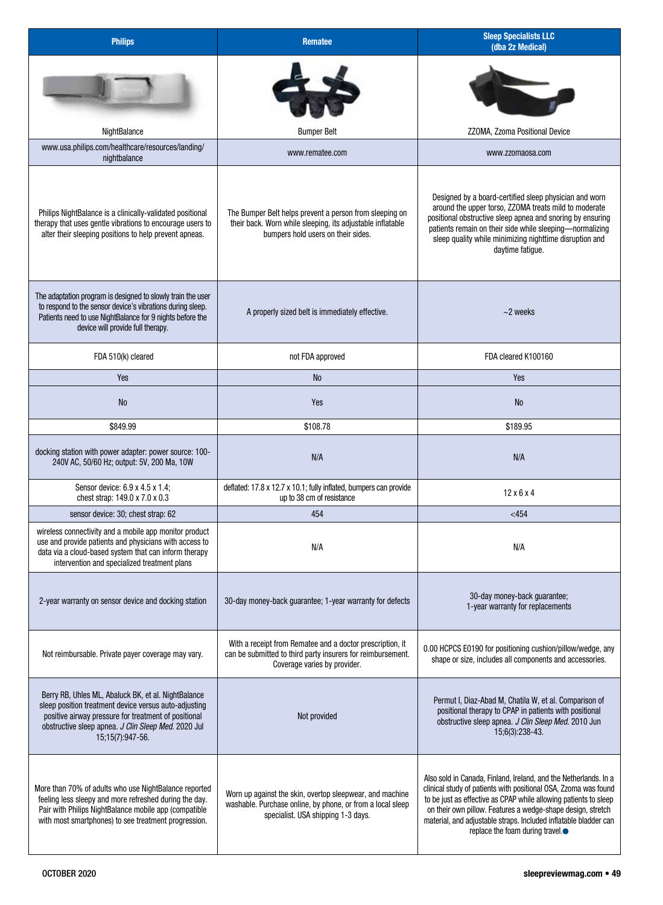| Philips | Rematee | Sleep Specialists LLC (dba 2z Medical) |
|---|---|---|
| NightBalance | Bumper Belt | ZZOMA, Zzoma Positional Device |
| www.usa.philips.com/healthcare/resources/landing/nightbalance | www.rematee.com | www.zzomaosa.com |
| Philips NightBalance is a clinically-validated positional therapy that uses gentle vibrations to encourage users to alter their sleeping positions to help prevent apneas. | The Bumper Belt helps prevent a person from sleeping on their back. Worn while sleeping, its adjustable inflatable bumpers hold users on their sides. | Designed by a board-certified sleep physician and worn around the upper torso, ZZOMA treats mild to moderate positional obstructive sleep apnea and snoring by ensuring patients remain on their side while sleeping—normalizing sleep quality while minimizing nighttime disruption and daytime fatigue. |
| The adaptation program is designed to slowly train the user to respond to the sensor device's vibrations during sleep. Patients need to use NightBalance for 9 nights before the device will provide full therapy. | A properly sized belt is immediately effective. | ~2 weeks |
| FDA 510(k) cleared | not FDA approved | FDA cleared K100160 |
| Yes | No | Yes |
| No | Yes | No |
| $849.99 | $108.78 | $189.95 |
| docking station with power adapter: power source: 100-240V AC, 50/60 Hz; output: 5V, 200 Ma, 10W | N/A | N/A |
| Sensor device: 6.9 x 4.5 x 1.4; chest strap: 149.0 x 7.0 x 0.3 | deflated: 17.8 x 12.7 x 10.1; fully inflated, bumpers can provide up to 38 cm of resistance | 12 x 6 x 4 |
| sensor device: 30; chest strap: 62 | 454 | <454 |
| wireless connectivity and a mobile app monitor product use and provide patients and physicians with access to data via a cloud-based system that can inform therapy intervention and specialized treatment plans | N/A | N/A |
| 2-year warranty on sensor device and docking station | 30-day money-back guarantee; 1-year warranty for defects | 30-day money-back guarantee; 1-year warranty for replacements |
| Not reimbursable. Private payer coverage may vary. | With a receipt from Rematee and a doctor prescription, it can be submitted to third party insurers for reimbursement. Coverage varies by provider. | 0.00 HCPCS E0190 for positioning cushion/pillow/wedge, any shape or size, includes all components and accessories. |
| Berry RB, Uhles ML, Abaluck BK, et al. NightBalance sleep position treatment device versus auto-adjusting positive airway pressure for treatment of positional obstructive sleep apnea. *J Clin Sleep Med.* 2020 Jul 15;15(7):947-56. | Not provided | Permut I, Diaz-Abad M, Chatila W, et al. Comparison of positional therapy to CPAP in patients with positional obstructive sleep apnea. *J Clin Sleep Med.* 2010 Jun 15;6(3):238-43. |
| More than 70% of adults who use NightBalance reported feeling less sleepy and more refreshed during the day. Pair with Philips NightBalance mobile app (compatible with most smartphones) to see treatment progression. | Worn up against the skin, overtop sleepwear, and machine washable. Purchase online, by phone, or from a local sleep specialist. USA shipping 1-3 days. | Also sold in Canada, Finland, Ireland, and the Netherlands. In a clinical study of patients with positional OSA, Zzoma was found to be just as effective as CPAP while allowing patients to sleep on their own pillow. Features a wedge-shape design, stretch material, and adjustable straps. Included inflatable bladder can replace the foam during travel. |